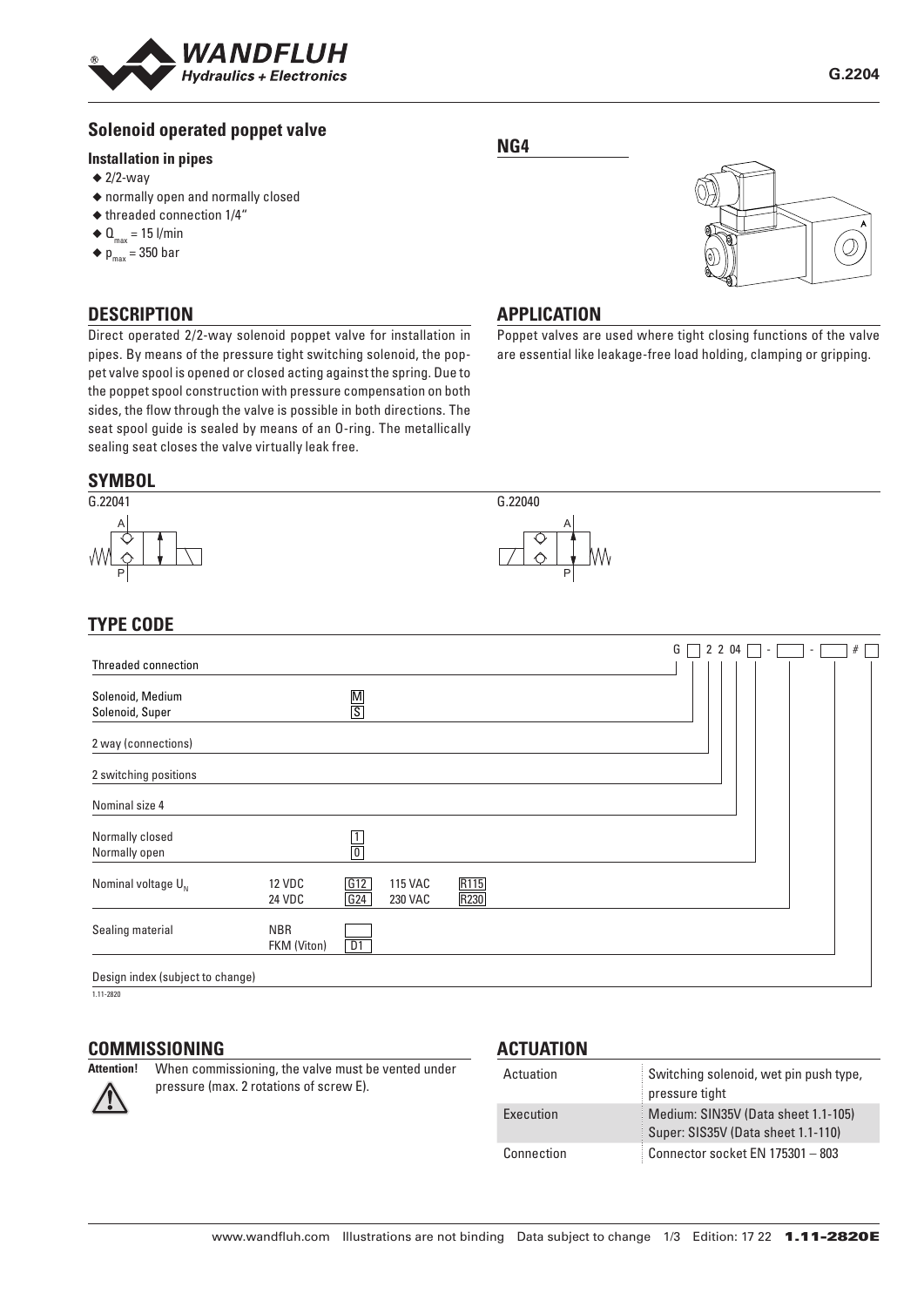# Solenoid operated poppet valve

**NG4**

### Installation in pipes

- ◆ 2/2-way
- ◆ normally open and normally closed
- ◆ threaded connection 1/4"
- ◆ $Q_{max}$ = 15 l/min
- ◆ $p_{max}$ = 350 bar

## DESCRIPTION

Direct operated 2/2-way solenoid poppet valve for installation in pipes. By means of the pressure tight switching solenoid, the poppet valve spool is opened or closed acting against the spring. Due to the poppet spool construction with pressure compensation on both sides, the flow through the valve is possible in both directions. The seat spool guide is sealed by means of an O-ring. The metallically sealing seat closes the valve virtually leak free.

## APPLICATION

Poppet valves are used where tight closing functions of the valve are essential like leakage-free load holding, clamping or gripping.

## SYMBOL

G.22041

G.22040

## TYPE CODE

G ☐ 2 2 04 ☐ - ☐ - ☐ # ☐

| | | | | | |
|---|---|---|---|---|---|
| Threaded connection | | | | | |
| Solenoid, Medium | | M | | | |
| Solenoid, Super | | S | | | |
| 2 way (connections) | | | | | |
| 2 switching positions | | | | | |
| Nominal size 4 | | | | | |
| Normally closed | | 1 | | | |
| Normally open | | 0 | | | |
| Nominal voltage $U_N$ | 12 VDC | G12 | 115 VAC | R115 | |
| | 24 VDC | G24 | 230 VAC | R230 | |
| Sealing material | NBR | | | | |
| | FKM (Viton) | D1 | | | |
| Design index (subject to change) | | | | | |

1.11-2820

## COMMISSIONING

**Attention!** When commissioning, the valve must be vented under pressure (max. 2 rotations of screw E).

## ACTUATION

| | |
|---|---|
| Actuation | Switching solenoid, wet pin push type, pressure tight |
| Execution | Medium: SIN35V (Data sheet 1.1-105)<br>Super: SIS35V (Data sheet 1.1-110) |
| Connection | Connector socket EN 175301 – 803 |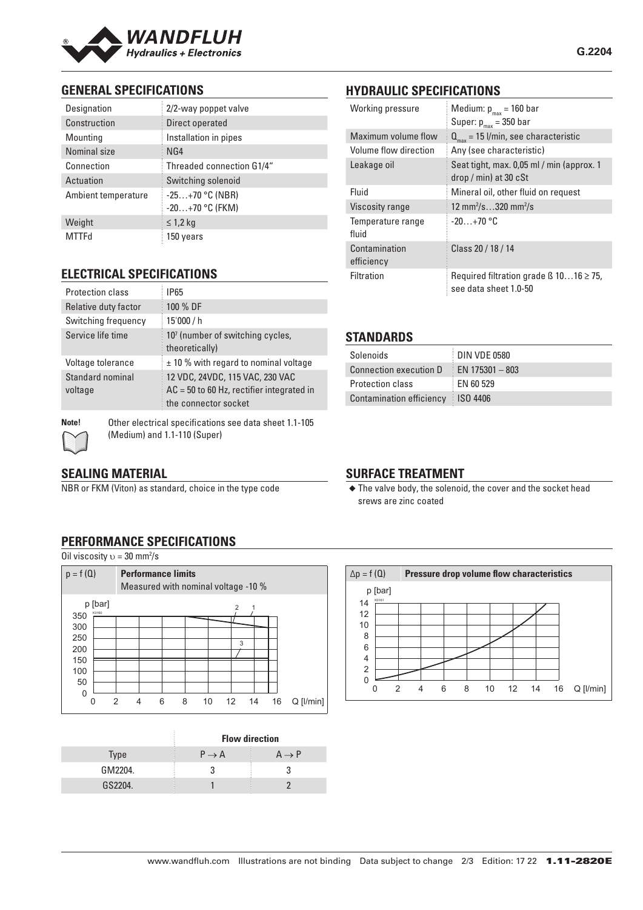## GENERAL SPECIFICATIONS

| | |
|---|---|
| Designation | 2/2-way poppet valve |
| Construction | Direct operated |
| Mounting | Installation in pipes |
| Nominal size | NG4 |
| Connection | Threaded connection G1/4" |
| Actuation | Switching solenoid |
| Ambient temperature | -25…+70 °C (NBR)<br>-20…+70 °C (FKM) |
| Weight | ≤ 1,2 kg |
| MTTFd | 150 years |

## ELECTRICAL SPECIFICATIONS

| | |
|---|---|
| Protection class | IP65 |
| Relative duty factor | 100 % DF |
| Switching frequency | 15'000 / h |
| Service life time | $10^7$ (number of switching cycles, theoretically) |
| Voltage tolerance | ± 10 % with regard to nominal voltage |
| Standard nominal voltage | 12 VDC, 24VDC, 115 VAC, 230 VAC<br>AC = 50 to 60 Hz, rectifier integrated in the connector socket |

**Note!** Other electrical specifications see data sheet 1.1-105 (Medium) and 1.1-110 (Super)

## SEALING MATERIAL

NBR or FKM (Viton) as standard, choice in the type code

## HYDRAULIC SPECIFICATIONS

| | |
|---|---|
| Working pressure | Medium: $p_{max}$ = 160 bar<br>Super: $p_{max}$ = 350 bar |
| Maximum volume flow | $Q_{max}$ = 15 l/min, see characteristic |
| Volume flow direction | Any (see characteristic) |
| Leakage oil | Seat tight, max. 0,05 ml / min (approx. 1 drop / min) at 30 cSt |
| Fluid | Mineral oil, other fluid on request |
| Viscosity range | 12 mm²/s…320 mm²/s |
| Temperature range fluid | -20…+70 °C |
| Contamination efficiency | Class 20 / 18 / 14 |
| Filtration | Required filtration grade ß 10…16 ≥ 75, see data sheet 1.0-50 |

## STANDARDS

| | |
|---|---|
| Solenoids | DIN VDE 0580 |
| Connection execution D | EN 175301 – 803 |
| Protection class | EN 60 529 |
| Contamination efficiency | ISO 4406 |

## SURFACE TREATMENT

- The valve body, the solenoid, the cover and the socket head srews are zinc coated

## PERFORMANCE SPECIFICATIONS

Oil viscosity $\upsilon$ = 30 mm²/s

$p = f(Q)$ **Performance limits**
Measured with nominal voltage -10 %

$\Delta p = f(Q)$ **Pressure drop volume flow characteristics**

| Type | Flow direction $P \rightarrow A$ | Flow direction $A \rightarrow P$ |
|---|---|---|
| GM2204. | 3 | 3 |
| GS2204. | 1 | 2 |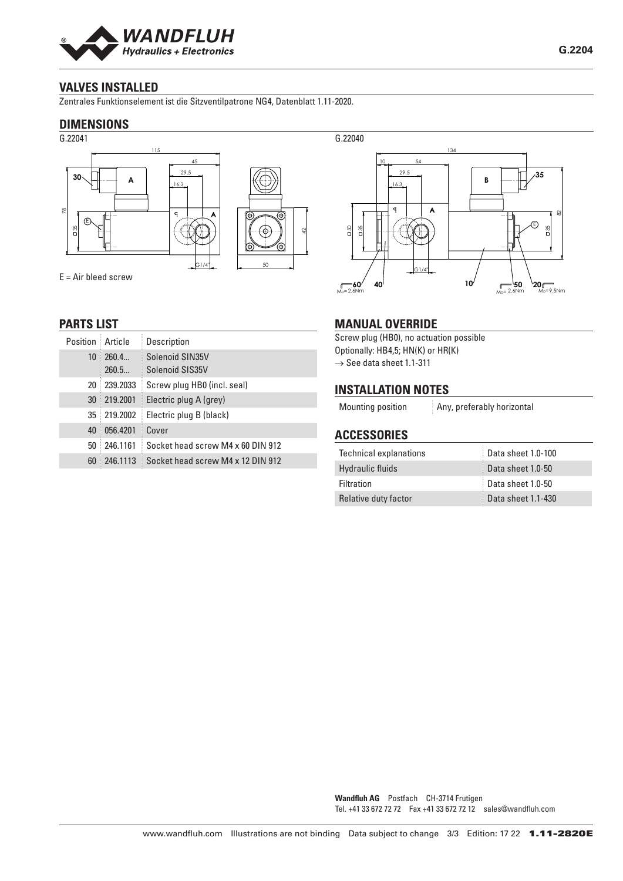## VALVES INSTALLED

Zentrales Funktionselement ist die Sitzventilpatrone NG4, Datenblatt 1.11-2020.

## DIMENSIONS

G.22041

115
45
29.5
16.3
30
A
78
□35
E
G1/4"
42
50

E = Air bleed screw

G.22040

134
10
54
29.5
16.3
B
35
A
□50
□35
82
E
□35
G1/4"
60
$M_D$= 2.6Nm
40
10
50
$M_D$= 2.6Nm
20
$M_D$=9.5Nm

## PARTS LIST

| Position | Article | Description |
|---|---|---|
| 10 | 260.4...<br>260.5... | Solenoid SIN35V<br>Solenoid SIS35V |
| 20 | 239.2033 | Screw plug HB0 (incl. seal) |
| 30 | 219.2001 | Electric plug A (grey) |
| 35 | 219.2002 | Electric plug B (black) |
| 40 | 056.4201 | Cover |
| 50 | 246.1161 | Socket head screw M4 x 60 DIN 912 |
| 60 | 246.1113 | Socket head screw M4 x 12 DIN 912 |

## MANUAL OVERRIDE

Screw plug (HB0), no actuation possible
Optionally: HB4,5; HN(K) or HR(K)
→ See data sheet 1.1-311

## INSTALLATION NOTES

| | |
|---|---|
| Mounting position | Any, preferably horizontal |

## ACCESSORIES

| | |
|---|---|
| Technical explanations | Data sheet 1.0-100 |
| Hydraulic fluids | Data sheet 1.0-50 |
| Filtration | Data sheet 1.0-50 |
| Relative duty factor | Data sheet 1.1-430 |

**Wandfluh AG** Postfach CH-3714 Frutigen
Tel. +41 33 672 72 72 Fax +41 33 672 72 12 sales@wandfluh.com